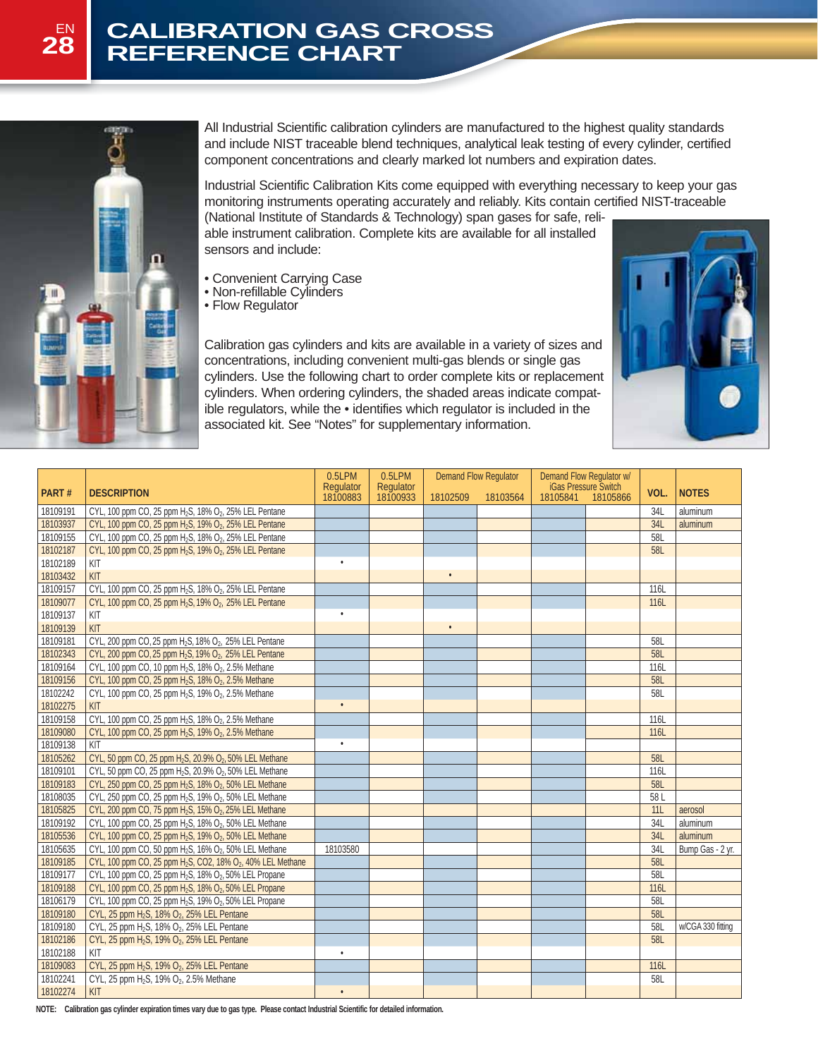# CALIBRATION GAS CROSS REFERENCE CHART

All Industrial Scientific calibration cylinders are manufactured to the highest quality standards and include NIST traceable blend techniques, analytical leak testing of every cylinder, certified component concentrations and clearly marked lot numbers and expiration dates.

Industrial Scientific Calibration Kits come equipped with everything necessary to keep your gas monitoring instruments operating accurately and reliably. Kits contain certified NIST-traceable (National Institute of Standards & Technology) span gases for safe, reliable instrument calibration. Complete kits are available for all installed sensors and include:

- Convenient Carrying Case
- Non-refillable Cylinders
- Flow Regulator

Calibration gas cylinders and kits are available in a variety of sizes and concentrations, including convenient multi-gas blends or single gas cylinders. Use the following chart to order complete kits or replacement cylinders. When ordering cylinders, the shaded areas indicate compatible regulators, while the • identifies which regulator is included in the associated kit. See "Notes" for supplementary information.

| PART # | DESCRIPTION | 0.5LPM Regulator 18100883 | 0.5LPM Regulator 18100933 | Demand Flow Regulator 18102509 | Demand Flow Regulator 18103564 | Demand Flow Regulator w/ iGas Pressure Switch 18105841 | Demand Flow Regulator w/ iGas Pressure Switch 18105866 | VOL. | NOTES |
|---|---|---|---|---|---|---|---|---|---|
| 18109191 | CYL, 100 ppm CO, 25 ppm $H_2S$, 18% $O_2$, 25% LEL Pentane | | | | | | | 34L | aluminum |
| 18103937 | CYL, 100 ppm CO, 25 ppm $H_2S$, 19% $O_2$, 25% LEL Pentane | | | | | | | 34L | aluminum |
| 18109155 | CYL, 100 ppm CO, 25 ppm $H_2S$, 18% $O_2$, 25% LEL Pentane | | | | | | | 58L | |
| 18102187 | CYL, 100 ppm CO, 25 ppm $H_2S$, 19% $O_2$, 25% LEL Pentane | | | | | | | 58L | |
| 18102189 | KIT | • | | | | | | | |
| 18103432 | KIT | | | • | | | | | |
| 18109157 | CYL, 100 ppm CO, 25 ppm $H_2S$, 18% $O_2$, 25% LEL Pentane | | | | | | | 116L | |
| 18109077 | CYL, 100 ppm CO, 25 ppm $H_2S$, 19% $O_2$, 25% LEL Pentane | | | | | | | 116L | |
| 18109137 | KIT | • | | | | | | | |
| 18109139 | KIT | | | • | | | | | |
| 18109181 | CYL, 200 ppm CO, 25 ppm $H_2S$, 18% $O_2$, 25% LEL Pentane | | | | | | | 58L | |
| 18102343 | CYL, 200 ppm CO, 25 ppm $H_2S$, 19% $O_2$, 25% LEL Pentane | | | | | | | 58L | |
| 18109164 | CYL, 100 ppm CO, 10 ppm $H_2S$, 18% $O_2$, 2.5% Methane | | | | | | | 116L | |
| 18109156 | CYL, 100 ppm CO, 25 ppm $H_2S$, 18% $O_2$, 2.5% Methane | | | | | | | 58L | |
| 18102242 | CYL, 100 ppm CO, 25 ppm $H_2S$, 19% $O_2$, 2.5% Methane | | | | | | | 58L | |
| 18102275 | KIT | • | | | | | | | |
| 18109158 | CYL, 100 ppm CO, 25 ppm $H_2S$, 18% $O_2$, 2.5% Methane | | | | | | | 116L | |
| 18109080 | CYL, 100 ppm CO, 25 ppm $H_2S$, 19% $O_2$, 2.5% Methane | | | | | | | 116L | |
| 18109138 | KIT | • | | | | | | | |
| 18105262 | CYL, 50 ppm CO, 25 ppm $H_2S$, 20.9% $O_2$, 50% LEL Methane | | | | | | | 58L | |
| 18109101 | CYL, 50 ppm CO, 25 ppm $H_2S$, 20.9% $O_2$, 50% LEL Methane | | | | | | | 116L | |
| 18109183 | CYL, 250 ppm CO, 25 ppm $H_2S$, 18% $O_2$, 50% LEL Methane | | | | | | | 58L | |
| 18108035 | CYL, 250 ppm CO, 25 ppm $H_2S$, 19% $O_2$, 50% LEL Methane | | | | | | | 58 L | |
| 18105825 | CYL, 200 ppm CO, 75 ppm $H_2S$, 15% $O_2$, 25% LEL Methane | | | | | | | 11L | aerosol |
| 18109192 | CYL, 100 ppm CO, 25 ppm $H_2S$, 18% $O_2$, 50% LEL Methane | | | | | | | 34L | aluminum |
| 18105536 | CYL, 100 ppm CO, 25 ppm $H_2S$, 19% $O_2$, 50% LEL Methane | | | | | | | 34L | aluminum |
| 18105635 | CYL, 100 ppm CO, 50 ppm $H_2S$, 16% $O_2$, 50% LEL Methane | 18103580 | | | | | | 34L | Bump Gas - 2 yr. |
| 18109185 | CYL, 100 ppm CO, 25 ppm $H_2S$, CO2, 18% $O_2$, 40% LEL Methane | | | | | | | 58L | |
| 18109177 | CYL, 100 ppm CO, 25 ppm $H_2S$, 18% $O_2$, 50% LEL Propane | | | | | | | 58L | |
| 18109188 | CYL, 100 ppm CO, 25 ppm $H_2S$, 18% $O_2$, 50% LEL Propane | | | | | | | 116L | |
| 18106179 | CYL, 100 ppm CO, 25 ppm $H_2S$, 19% $O_2$, 50% LEL Propane | | | | | | | 58L | |
| 18109180 | CYL, 25 ppm $H_2S$, 18% $O_2$, 25% LEL Pentane | | | | | | | 58L | |
| 18109180 | CYL, 25 ppm $H_2S$, 18% $O_2$, 25% LEL Pentane | | | | | | | 58L | w/CGA 330 fitting |
| 18102186 | CYL, 25 ppm $H_2S$, 19% $O_2$, 25% LEL Pentane | | | | | | | 58L | |
| 18102188 | KIT | • | | | | | | | |
| 18109083 | CYL, 25 ppm $H_2S$, 19% $O_2$, 25% LEL Pentane | | | | | | | 116L | |
| 18102241 | CYL, 25 ppm $H_2S$, 19% $O_2$, 2.5% Methane | | | | | | | 58L | |
| 18102274 | KIT | • | | | | | | | |

**NOTE: Calibration gas cylinder expiration times vary due to gas type. Please contact Industrial Scientific for detailed information.**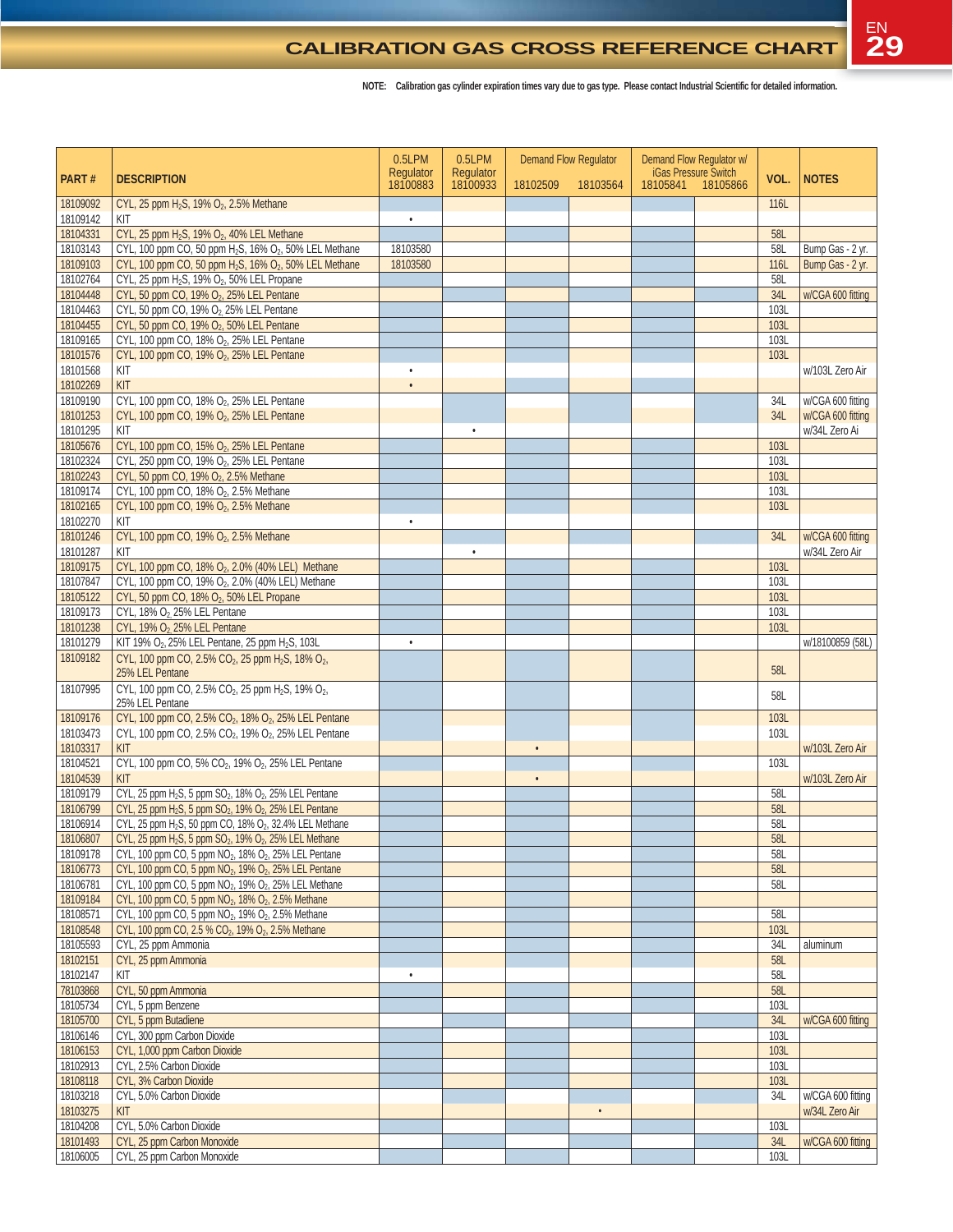## CALIBRATION GAS CROSS REFERENCE CHART

**NOTE: Calibration gas cylinder expiration times vary due to gas type. Please contact Industrial Scientific for detailed information.**

| PART # | DESCRIPTION | 0.5LPM Regulator 18100883 | 0.5LPM Regulator 18100933 | Demand Flow Regulator 18102509 | Demand Flow Regulator 18103564 | Demand Flow Regulator w/ iGas Pressure Switch 18105841 | Demand Flow Regulator w/ iGas Pressure Switch 18105866 | VOL. | NOTES |
|---|---|---|---|---|---|---|---|---|---|
| 18109092 | CYL, 25 ppm $H_2S$, 19% $O_2$, 2.5% Methane | | | | | | | 116L | |
| 18109142 | KIT | • | | | | | | | |
| 18104331 | CYL, 25 ppm $H_2S$, 19% $O_2$, 40% LEL Methane | | | | | | | 58L | |
| 18103143 | CYL, 100 ppm CO, 50 ppm $H_2S$, 16% $O_2$, 50% LEL Methane | 18103580 | | | | | | 58L | Bump Gas - 2 yr. |
| 18109103 | CYL, 100 ppm CO, 50 ppm $H_2S$, 16% $O_2$, 50% LEL Methane | 18103580 | | | | | | 116L | Bump Gas - 2 yr. |
| 18102764 | CYL, 25 ppm $H_2S$, 19% $O_2$, 50% LEL Propane | | | | | | | 58L | |
| 18104448 | CYL, 50 ppm CO, 19% $O_2$, 25% LEL Pentane | | | | | | | 34L | w/CGA 600 fitting |
| 18104463 | CYL, 50 ppm CO, 19% $O_2$ 25% LEL Pentane | | | | | | | 103L | |
| 18104455 | CYL, 50 ppm CO, 19% $O_2$, 50% LEL Pentane | | | | | | | 103L | |
| 18109165 | CYL, 100 ppm CO, 18% $O_2$, 25% LEL Pentane | | | | | | | 103L | |
| 18101576 | CYL, 100 ppm CO, 19% $O_2$, 25% LEL Pentane | | | | | | | 103L | |
| 18101568 | KIT | • | | | | | | | w/103L Zero Air |
| 18102269 | KIT | • | | | | | | | |
| 18109190 | CYL, 100 ppm CO, 18% $O_2$, 25% LEL Pentane | | | | | | | 34L | w/CGA 600 fitting |
| 18101253 | CYL, 100 ppm CO, 19% $O_2$, 25% LEL Pentane | | | | | | | 34L | w/CGA 600 fitting |
| 18101295 | KIT | | • | | | | | | w/34L Zero Ai |
| 18105676 | CYL, 100 ppm CO, 15% $O_2$, 25% LEL Pentane | | | | | | | 103L | |
| 18102324 | CYL, 250 ppm CO, 19% $O_2$, 25% LEL Pentane | | | | | | | 103L | |
| 18102243 | CYL, 50 ppm CO, 19% $O_2$, 2.5% Methane | | | | | | | 103L | |
| 18109174 | CYL, 100 ppm CO, 18% $O_2$, 2.5% Methane | | | | | | | 103L | |
| 18102165 | CYL, 100 ppm CO, 19% $O_2$, 2.5% Methane | | | | | | | 103L | |
| 18102270 | KIT | • | | | | | | | |
| 18101246 | CYL, 100 ppm CO, 19% $O_2$, 2.5% Methane | | | | | | | 34L | w/CGA 600 fitting |
| 18101287 | KIT | | • | | | | | | w/34L Zero Air |
| 18109175 | CYL, 100 ppm CO, 18% $O_2$, 2.0% (40% LEL) Methane | | | | | | | 103L | |
| 18107847 | CYL, 100 ppm CO, 19% $O_2$, 2.0% (40% LEL) Methane | | | | | | | 103L | |
| 18105122 | CYL, 50 ppm CO, 18% $O_2$, 50% LEL Propane | | | | | | | 103L | |
| 18109173 | CYL, 18% $O_2$ 25% LEL Pentane | | | | | | | 103L | |
| 18101238 | CYL, 19% $O_2$ 25% LEL Pentane | | | | | | | 103L | |
| 18101279 | KIT 19% $O_2$, 25% LEL Pentane, 25 ppm $H_2S$, 103L | • | | | | | | | w/18100859 (58L) |
| 18109182 | CYL, 100 ppm CO, 2.5% $CO_2$, 25 ppm $H_2S$, 18% $O_2$, 25% LEL Pentane | | | | | | | 58L | |
| 18107995 | CYL, 100 ppm CO, 2.5% $CO_2$, 25 ppm $H_2S$, 19% $O_2$, 25% LEL Pentane | | | | | | | 58L | |
| 18109176 | CYL, 100 ppm CO, 2.5% $CO_2$, 18% $O_2$, 25% LEL Pentane | | | | | | | 103L | |
| 18103473 | CYL, 100 ppm CO, 2.5% $CO_2$, 19% $O_2$, 25% LEL Pentane | | | | | | | 103L | |
| 18103317 | KIT | | | • | | | | | w/103L Zero Air |
| 18104521 | CYL, 100 ppm CO, 5% $CO_2$, 19% $O_2$, 25% LEL Pentane | | | | | | | 103L | |
| 18104539 | KIT | | | • | | | | | w/103L Zero Air |
| 18109179 | CYL, 25 ppm $H_2S$, 5 ppm $SO_2$, 18% $O_2$, 25% LEL Pentane | | | | | | | 58L | |
| 18106799 | CYL, 25 ppm $H_2S$, 5 ppm $SO_2$, 19% $O_2$, 25% LEL Pentane | | | | | | | 58L | |
| 18106914 | CYL, 25 ppm $H_2S$, 50 ppm CO, 18% $O_2$, 32.4% LEL Methane | | | | | | | 58L | |
| 18106807 | CYL, 25 ppm $H_2S$, 5 ppm $SO_2$, 19% $O_2$, 25% LEL Methane | | | | | | | 58L | |
| 18109178 | CYL, 100 ppm CO, 5 ppm $NO_2$, 18% $O_2$, 25% LEL Pentane | | | | | | | 58L | |
| 18106773 | CYL, 100 ppm CO, 5 ppm $NO_2$, 19% $O_2$, 25% LEL Pentane | | | | | | | 58L | |
| 18106781 | CYL, 100 ppm CO, 5 ppm $NO_2$, 19% $O_2$, 25% LEL Methane | | | | | | | 58L | |
| 18109184 | CYL, 100 ppm CO, 5 ppm $NO_2$, 18% $O_2$, 2.5% Methane | | | | | | | | |
| 18108571 | CYL, 100 ppm CO, 5 ppm $NO_2$, 19% $O_2$, 2.5% Methane | | | | | | | 58L | |
| 18108548 | CYL, 100 ppm CO, 2.5 % $CO_2$, 19% $O_2$, 2.5% Methane | | | | | | | 103L | |
| 18105593 | CYL, 25 ppm Ammonia | | | | | | | 34L | aluminum |
| 18102151 | CYL, 25 ppm Ammonia | | | | | | | 58L | |
| 18102147 | KIT | • | | | | | | 58L | |
| 78103868 | CYL, 50 ppm Ammonia | | | | | | | 58L | |
| 18105734 | CYL, 5 ppm Benzene | | | | | | | 103L | |
| 18105700 | CYL, 5 ppm Butadiene | | | | | | | 34L | w/CGA 600 fitting |
| 18106146 | CYL, 300 ppm Carbon Dioxide | | | | | | | 103L | |
| 18106153 | CYL, 1,000 ppm Carbon Dioxide | | | | | | | 103L | |
| 18102913 | CYL, 2.5% Carbon Dioxide | | | | | | | 103L | |
| 18108118 | CYL, 3% Carbon Dioxide | | | | | | | 103L | |
| 18103218 | CYL, 5.0% Carbon Dioxide | | | | | | | 34L | w/CGA 600 fitting |
| 18103275 | KIT | | | | • | | | | w/34L Zero Air |
| 18104208 | CYL, 5.0% Carbon Dioxide | | | | | | | 103L | |
| 18101493 | CYL, 25 ppm Carbon Monoxide | | | | | | | 34L | w/CGA 600 fitting |
| 18106005 | CYL, 25 ppm Carbon Monoxide | | | | | | | 103L | |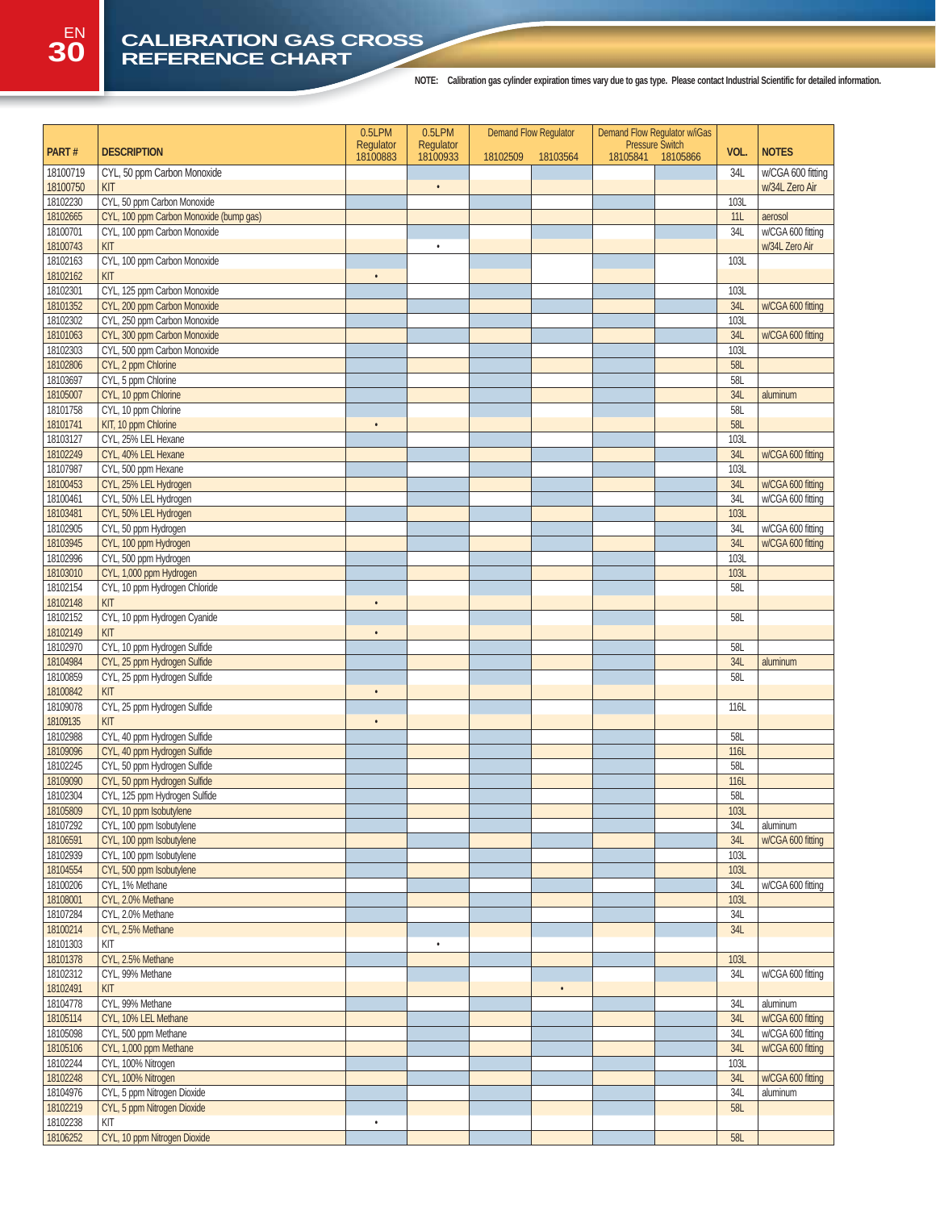# CALIBRATION GAS CROSS REFERENCE CHART

**NOTE:** Calibration gas cylinder expiration times vary due to gas type. Please contact Industrial Scientific for detailed information.

| PART # | DESCRIPTION | 0.5LPM Regulator 18100883 | 0.5LPM Regulator 18100933 | Demand Flow Regulator | | Demand Flow Regulator w/iGas Pressure Switch | | VOL. | NOTES |
|---|---|---|---|---|---|---|---|---|---|
| | | | | 18102509 | 18103564 | 18105841 | 18105866 | | |
| 18100719 | CYL, 50 ppm Carbon Monoxide | | | | | | | 34L | w/CGA 600 fitting |
| 18100750 | KIT | | • | | | | | | w/34L Zero Air |
| 18102230 | CYL, 50 ppm Carbon Monoxide | | | | | | | 103L | |
| 18102665 | CYL, 100 ppm Carbon Monoxide (bump gas) | | | | | | | 11L | aerosol |
| 18100701 | CYL, 100 ppm Carbon Monoxide | | | | | | | 34L | w/CGA 600 fitting |
| 18100743 | KIT | | • | | | | | | w/34L Zero Air |
| 18102163 | CYL, 100 ppm Carbon Monoxide | | | | | | | 103L | |
| 18102162 | KIT | • | | | | | | | |
| 18102301 | CYL, 125 ppm Carbon Monoxide | | | | | | | 103L | |
| 18101352 | CYL, 200 ppm Carbon Monoxide | | | | | | | 34L | w/CGA 600 fitting |
| 18102302 | CYL, 250 ppm Carbon Monoxide | | | | | | | 103L | |
| 18101063 | CYL, 300 ppm Carbon Monoxide | | | | | | | 34L | w/CGA 600 fitting |
| 18102303 | CYL, 500 ppm Carbon Monoxide | | | | | | | 103L | |
| 18102806 | CYL, 2 ppm Chlorine | | | | | | | 58L | |
| 18103697 | CYL, 5 ppm Chlorine | | | | | | | 58L | |
| 18105007 | CYL, 10 ppm Chlorine | | | | | | | 34L | aluminum |
| 18101758 | CYL, 10 ppm Chlorine | | | | | | | 58L | |
| 18101741 | KIT, 10 ppm Chlorine | • | | | | | | 58L | |
| 18103127 | CYL, 25% LEL Hexane | | | | | | | 103L | |
| 18102249 | CYL, 40% LEL Hexane | | | | | | | 34L | w/CGA 600 fitting |
| 18107987 | CYL, 500 ppm Hexane | | | | | | | 103L | |
| 18100453 | CYL, 25% LEL Hydrogen | | | | | | | 34L | w/CGA 600 fitting |
| 18100461 | CYL, 50% LEL Hydrogen | | | | | | | 34L | w/CGA 600 fitting |
| 18103481 | CYL, 50% LEL Hydrogen | | | | | | | 103L | |
| 18102905 | CYL, 50 ppm Hydrogen | | | | | | | 34L | w/CGA 600 fitting |
| 18103945 | CYL, 100 ppm Hydrogen | | | | | | | 34L | w/CGA 600 fitting |
| 18102996 | CYL, 500 ppm Hydrogen | | | | | | | 103L | |
| 18103010 | CYL, 1,000 ppm Hydrogen | | | | | | | 103L | |
| 18102154 | CYL, 10 ppm Hydrogen Chloride | | | | | | | 58L | |
| 18102148 | KIT | • | | | | | | | |
| 18102152 | CYL, 10 ppm Hydrogen Cyanide | | | | | | | 58L | |
| 18102149 | KIT | • | | | | | | | |
| 18102970 | CYL, 10 ppm Hydrogen Sulfide | | | | | | | 58L | |
| 18104984 | CYL, 25 ppm Hydrogen Sulfide | | | | | | | 34L | aluminum |
| 18100859 | CYL, 25 ppm Hydrogen Sulfide | | | | | | | 58L | |
| 18100842 | KIT | • | | | | | | | |
| 18109078 | CYL, 25 ppm Hydrogen Sulfide | | | | | | | 116L | |
| 18109135 | KIT | • | | | | | | | |
| 18102988 | CYL, 40 ppm Hydrogen Sulfide | | | | | | | 58L | |
| 18109096 | CYL, 40 ppm Hydrogen Sulfide | | | | | | | 116L | |
| 18102245 | CYL, 50 ppm Hydrogen Sulfide | | | | | | | 58L | |
| 18109090 | CYL, 50 ppm Hydrogen Sulfide | | | | | | | 116L | |
| 18102304 | CYL, 125 ppm Hydrogen Sulfide | | | | | | | 58L | |
| 18105809 | CYL, 10 ppm Isobutylene | | | | | | | 103L | |
| 18107292 | CYL, 100 ppm Isobutylene | | | | | | | 34L | aluminum |
| 18106591 | CYL, 100 ppm Isobutylene | | | | | | | 34L | w/CGA 600 fitting |
| 18102939 | CYL, 100 ppm Isobutylene | | | | | | | 103L | |
| 18104554 | CYL, 500 ppm Isobutylene | | | | | | | 103L | |
| 18100206 | CYL, 1% Methane | | | | | | | 34L | w/CGA 600 fitting |
| 18108001 | CYL, 2.0% Methane | | | | | | | 103L | |
| 18107284 | CYL, 2.0% Methane | | | | | | | 34L | |
| 18100214 | CYL, 2.5% Methane | | | | | | | 34L | |
| 18101303 | KIT | | • | | | | | | |
| 18101378 | CYL, 2.5% Methane | | | | | | | 103L | |
| 18102312 | CYL, 99% Methane | | | | | | | 34L | w/CGA 600 fitting |
| 18102491 | KIT | | | | • | | | | |
| 18104778 | CYL, 99% Methane | | | | | | | 34L | aluminum |
| 18105114 | CYL, 10% LEL Methane | | | | | | | 34L | w/CGA 600 fitting |
| 18105098 | CYL, 500 ppm Methane | | | | | | | 34L | w/CGA 600 fitting |
| 18105106 | CYL, 1,000 ppm Methane | | | | | | | 34L | w/CGA 600 fitting |
| 18102244 | CYL, 100% Nitrogen | | | | | | | 103L | |
| 18102248 | CYL, 100% Nitrogen | | | | | | | 34L | w/CGA 600 fitting |
| 18104976 | CYL, 5 ppm Nitrogen Dioxide | | | | | | | 34L | aluminum |
| 18102219 | CYL, 5 ppm Nitrogen Dioxide | | | | | | | 58L | |
| 18102238 | KIT | • | | | | | | | |
| 18106252 | CYL, 10 ppm Nitrogen Dioxide | | | | | | | 58L | |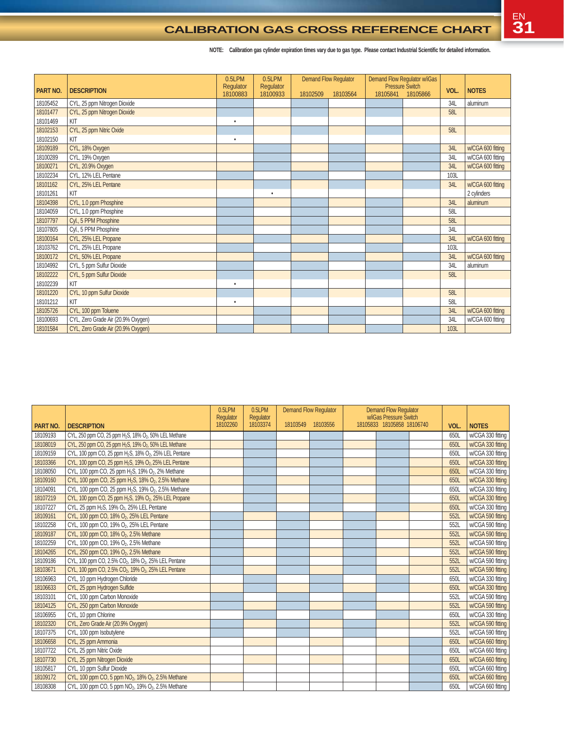# CALIBRATION GAS CROSS REFERENCE CHART

**NOTE: Calibration gas cylinder expiration times vary due to gas type. Please contact Industrial Scientific for detailed information.**

| PART NO. | DESCRIPTION | 0.5LPM Regulator 18100883 | 0.5LPM Regulator 18100933 | Demand Flow Regulator 18102509 | Demand Flow Regulator 18103564 | Demand Flow Regulator w/iGas Pressure Switch 18105841 | Demand Flow Regulator w/iGas Pressure Switch 18105866 | VOL. | NOTES |
|---|---|---|---|---|---|---|---|---|---|
| 18105452 | CYL, 25 ppm Nitrogen Dioxide | | | | | | | 34L | aluminum |
| 18101477 | CYL, 25 ppm Nitrogen Dioxide | | | | | | | 58L | |
| 18101469 | KIT | • | | | | | | | |
| 18102153 | CYL, 25 ppm Nitric Oxide | | | | | | | 58L | |
| 18102150 | KIT | • | | | | | | | |
| 18109189 | CYL, 18% Oxygen | | | | | | | 34L | w/CGA 600 fitting |
| 18100289 | CYL, 19% Oxygen | | | | | | | 34L | w/CGA 600 fitting |
| 18100271 | CYL, 20.9% Oxygen | | | | | | | 34L | w/CGA 600 fitting |
| 18102234 | CYL, 12% LEL Pentane | | | | | | | 103L | |
| 18101162 | CYL, 25% LEL Pentane | | | | | | | 34L | w/CGA 600 fitting |
| 18101261 | KIT | | • | | | | | | 2 cylinders |
| 18104398 | CYL, 1.0 ppm Phosphine | | | | | | | 34L | aluminum |
| 18104059 | CYL, 1.0 ppm Phosphine | | | | | | | 58L | |
| 18107797 | Cyl., 5 PPM Phosphine | | | | | | | 58L | |
| 18107805 | Cyl., 5 PPM Phosphine | | | | | | | 34L | |
| 18100164 | CYL, 25% LEL Propane | | | | | | | 34L | w/CGA 600 fitting |
| 18103762 | CYL, 25% LEL Propane | | | | | | | 103L | |
| 18100172 | CYL, 50% LEL Propane | | | | | | | 34L | w/CGA 600 fitting |
| 18104992 | CYL, 5 ppm Sulfur Dioxide | | | | | | | 34L | aluminum |
| 18102222 | CYL, 5 ppm Sulfur Dioxide | | | | | | | 58L | |
| 18102239 | KIT | • | | | | | | | |
| 18101220 | CYL, 10 ppm Sulfur Dioxide | | | | | | | 58L | |
| 18101212 | KIT | • | | | | | | 58L | |
| 18105726 | CYL, 100 ppm Toluene | | | | | | | 34L | w/CGA 600 fitting |
| 18100693 | CYL, Zero Grade Air (20.9% Oxygen) | | | | | | | 34L | w/CGA 600 fitting |
| 18101584 | CYL, Zero Grade Air (20.9% Oxygen) | | | | | | | 103L | |

| PART NO. | DESCRIPTION | 0.5LPM Regulator 18102260 | 0.5LPM Regulator 18103374 | Demand Flow Regulator 18103549 | Demand Flow Regulator 18103556 | Demand Flow Regulator w/iGas Pressure Switch 18105833 | Demand Flow Regulator w/iGas Pressure Switch 18105858 | Demand Flow Regulator w/iGas Pressure Switch 18106740 | VOL. | NOTES |
|---|---|---|---|---|---|---|---|---|---|---|
| 18109193 | CYL, 250 ppm CO, 25 ppm $H_2S$, 18% $O_2$, 50% LEL Methane | | | | | | | | 650L | w/CGA 330 fitting |
| 18108019 | CYL, 250 ppm CO, 25 ppm $H_2S$, 19% $O_2$, 50% LEL Methane | | | | | | | | 650L | w/CGA 330 fitting |
| 18109159 | CYL, 100 ppm CO, 25 ppm $H_2S$, 18% $O_2$, 25% LEL Pentane | | | | | | | | 650L | w/CGA 330 fitting |
| 18103366 | CYL, 100 ppm CO, 25 ppm $H_2S$, 19% $O_2$, 25% LEL Pentane | | | | | | | | 650L | w/CGA 330 fitting |
| 18108050 | CYL, 100 ppm CO, 25 ppm $H_2S$, 19% $O_2$, 2% Methane | | | | | | | | 650L | w/CGA 330 fitting |
| 18109160 | CYL, 100 ppm CO, 25 ppm $H_2S$, 18% $O_2$, 2.5% Methane | | | | | | | | 650L | w/CGA 330 fitting |
| 18104091 | CYL, 100 ppm CO, 25 ppm $H_2S$, 19% $O_2$, 2.5% Methane | | | | | | | | 650L | w/CGA 330 fitting |
| 18107219 | CYL, 100 ppm CO, 25 ppm $H_2S$, 19% $O_2$, 25% LEL Propane | | | | | | | | 650L | w/CGA 330 fitting |
| 18107227 | CYL, 25 ppm $H_2S$, 19% $O_2$, 25% LEL Pentane | | | | | | | | 650L | w/CGA 330 fitting |
| 18109161 | CYL, 100 ppm CO, 18% $O_2$, 25% LEL Pentane | | | | | | | | 552L | w/CGA 590 fitting |
| 18102258 | CYL, 100 ppm CO, 19% $O_2$, 25% LEL Pentane | | | | | | | | 552L | w/CGA 590 fitting |
| 18109187 | CYL, 100 ppm CO, 18% $O_2$, 2.5% Methane | | | | | | | | 552L | w/CGA 590 fitting |
| 18102259 | CYL, 100 ppm CO, 19% $O_2$, 2.5% Methane | | | | | | | | 552L | w/CGA 590 fitting |
| 18104265 | CYL, 250 ppm CO, 19% $O_2$, 2.5% Methane | | | | | | | | 552L | w/CGA 590 fitting |
| 18109186 | CYL, 100 ppm CO, 2.5% $CO_2$, 18% $O_2$, 25% LEL Pentane | | | | | | | | 552L | w/CGA 590 fitting |
| 18103671 | CYL, 100 ppm CO, 2.5% $CO_2$, 19% $O_2$, 25% LEL Pentane | | | | | | | | 552L | w/CGA 590 fitting |
| 18106963 | CYL, 10 ppm Hydrogen Chloride | | | | | | | | 650L | w/CGA 330 fitting |
| 18106633 | CYL, 25 ppm Hydrogen Sulfide | | | | | | | | 650L | w/CGA 330 fitting |
| 18103101 | CYL, 100 ppm Carbon Monoxide | | | | | | | | 552L | w/CGA 590 fitting |
| 18104125 | CYL, 250 ppm Carbon Monoxide | | | | | | | | 552L | w/CGA 590 fitting |
| 18106955 | CYL, 10 ppm Chlorine | | | | | | | | 650L | w/CGA 330 fitting |
| 18102320 | CYL, Zero Grade Air (20.9% Oxygen) | | | | | | | | 552L | w/CGA 590 fitting |
| 18107375 | CYL, 100 ppm Isobutylene | | | | | | | | 552L | w/CGA 590 fitting |
| 18106658 | CYL, 25 ppm Ammonia | | | | | | | | 650L | w/CGA 660 fitting |
| 18107722 | CYL, 25 ppm Nitric Oxide | | | | | | | | 650L | w/CGA 660 fitting |
| 18107730 | CYL, 25 ppm Nitrogen Dioxide | | | | | | | | 650L | w/CGA 660 fitting |
| 18105817 | CYL, 10 ppm Sulfur Dioxide | | | | | | | | 650L | w/CGA 660 fitting |
| 18109172 | CYL, 100 ppm CO, 5 ppm $NO_2$, 18% $O_2$, 2.5% Methane | | | | | | | | 650L | w/CGA 660 fitting |
| 18108308 | CYL, 100 ppm CO, 5 ppm $NO_2$, 19% $O_2$, 2.5% Methane | | | | | | | | 650L | w/CGA 660 fitting |